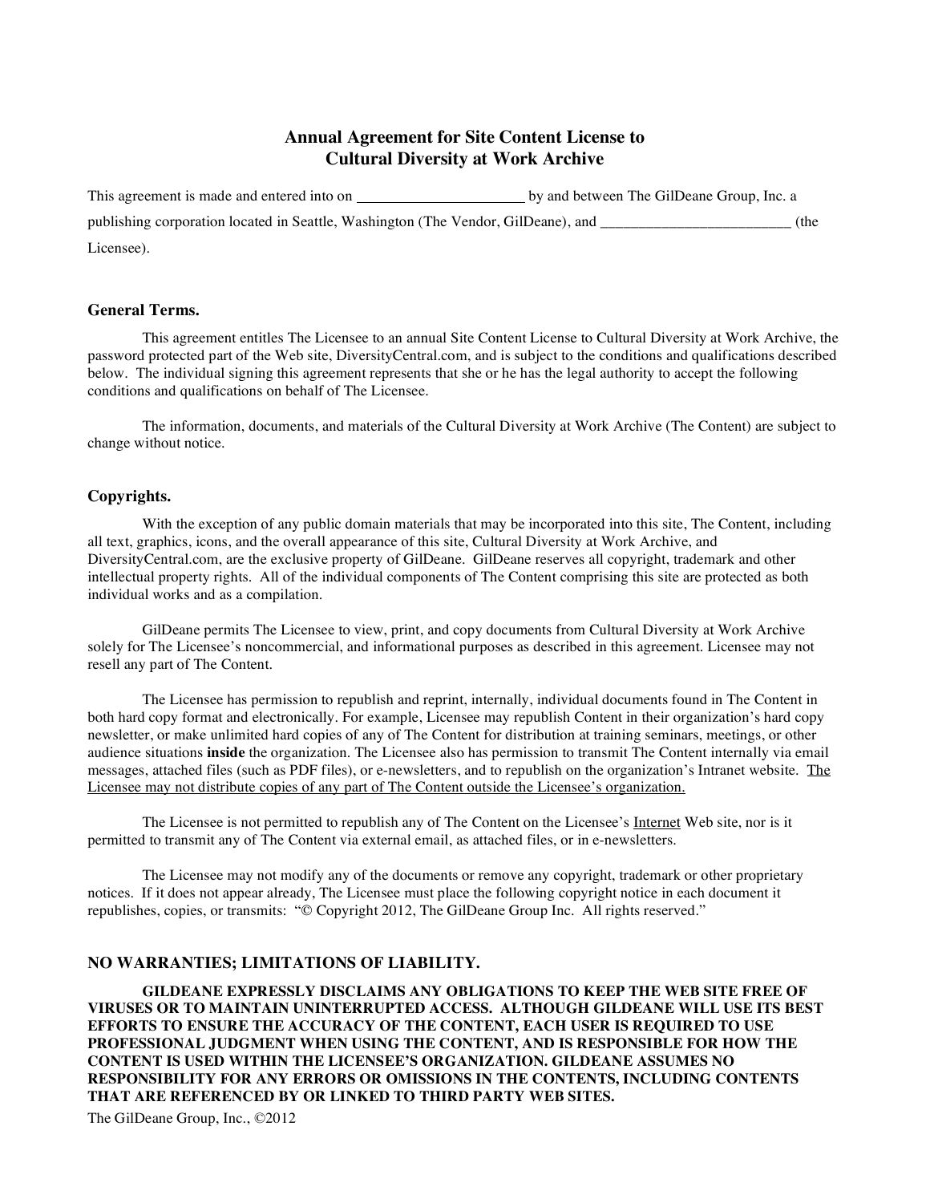# Annual Agreement for Site Content License to Cultural Diversity at Work Archive

This agreement is made and entered into on ______________________ by and between The GilDeane Group, Inc. a publishing corporation located in Seattle, Washington (The Vendor, GilDeane), and _________________________ (the Licensee).

## General Terms.

This agreement entitles The Licensee to an annual Site Content License to Cultural Diversity at Work Archive, the password protected part of the Web site, DiversityCentral.com, and is subject to the conditions and qualifications described below. The individual signing this agreement represents that she or he has the legal authority to accept the following conditions and qualifications on behalf of The Licensee.

The information, documents, and materials of the Cultural Diversity at Work Archive (The Content) are subject to change without notice.

## Copyrights.

With the exception of any public domain materials that may be incorporated into this site, The Content, including all text, graphics, icons, and the overall appearance of this site, Cultural Diversity at Work Archive, and DiversityCentral.com, are the exclusive property of GilDeane. GilDeane reserves all copyright, trademark and other intellectual property rights. All of the individual components of The Content comprising this site are protected as both individual works and as a compilation.

GilDeane permits The Licensee to view, print, and copy documents from Cultural Diversity at Work Archive solely for The Licensee's noncommercial, and informational purposes as described in this agreement. Licensee may not resell any part of The Content.

The Licensee has permission to republish and reprint, internally, individual documents found in The Content in both hard copy format and electronically. For example, Licensee may republish Content in their organization's hard copy newsletter, or make unlimited hard copies of any of The Content for distribution at training seminars, meetings, or other audience situations **inside** the organization. The Licensee also has permission to transmit The Content internally via email messages, attached files (such as PDF files), or e-newsletters, and to republish on the organization's Intranet website. <u>The Licensee may not distribute copies of any part of The Content outside the Licensee's organization.</u>

The Licensee is not permitted to republish any of The Content on the Licensee's <u>Internet</u> Web site, nor is it permitted to transmit any of The Content via external email, as attached files, or in e-newsletters.

The Licensee may not modify any of the documents or remove any copyright, trademark or other proprietary notices. If it does not appear already, The Licensee must place the following copyright notice in each document it republishes, copies, or transmits: "© Copyright 2012, The GilDeane Group Inc. All rights reserved."

## NO WARRANTIES; LIMITATIONS OF LIABILITY.

**GILDEANE EXPRESSLY DISCLAIMS ANY OBLIGATIONS TO KEEP THE WEB SITE FREE OF VIRUSES OR TO MAINTAIN UNINTERRUPTED ACCESS. ALTHOUGH GILDEANE WILL USE ITS BEST EFFORTS TO ENSURE THE ACCURACY OF THE CONTENT, EACH USER IS REQUIRED TO USE PROFESSIONAL JUDGMENT WHEN USING THE CONTENT, AND IS RESPONSIBLE FOR HOW THE CONTENT IS USED WITHIN THE LICENSEE'S ORGANIZATION. GILDEANE ASSUMES NO RESPONSIBILITY FOR ANY ERRORS OR OMISSIONS IN THE CONTENTS, INCLUDING CONTENTS THAT ARE REFERENCED BY OR LINKED TO THIRD PARTY WEB SITES.**

The GilDeane Group, Inc., ©2012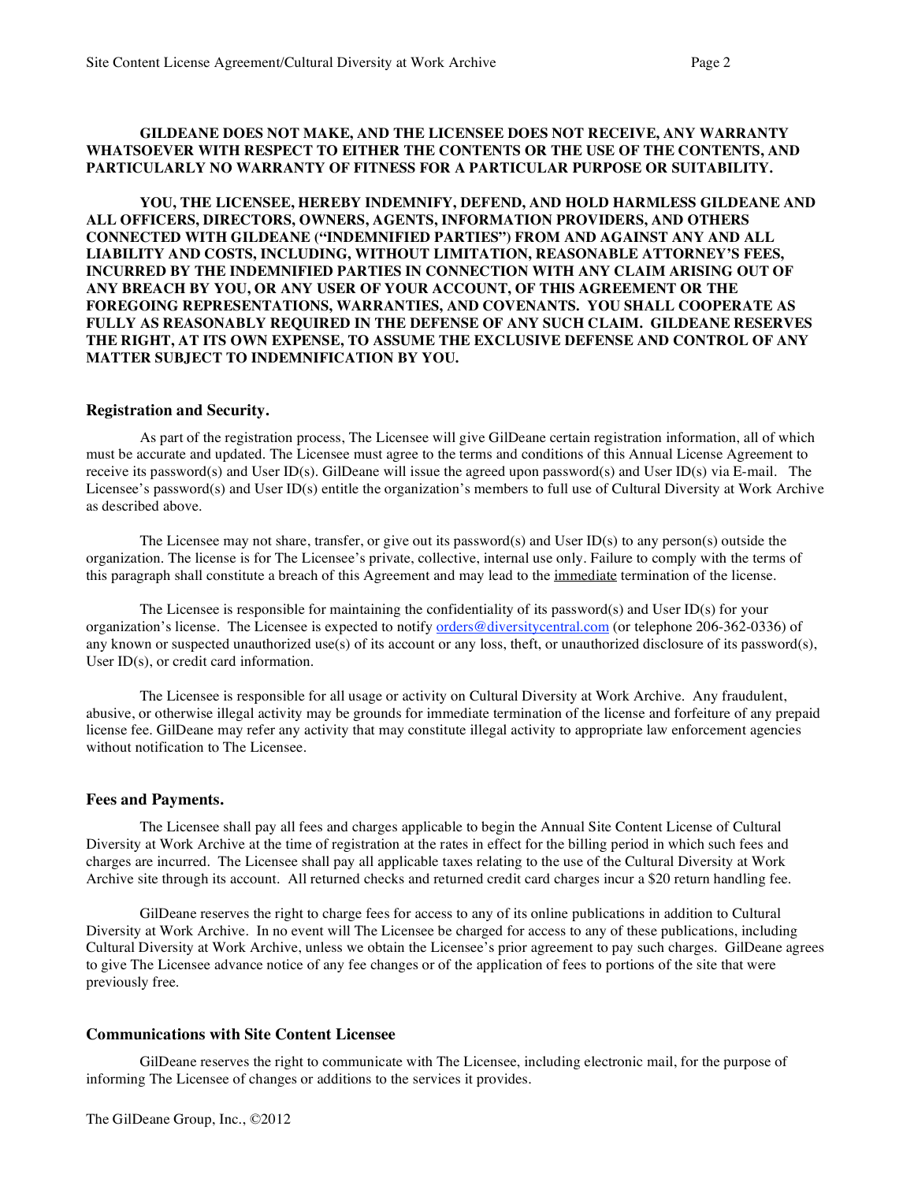**GILDEANE DOES NOT MAKE, AND THE LICENSEE DOES NOT RECEIVE, ANY WARRANTY WHATSOEVER WITH RESPECT TO EITHER THE CONTENTS OR THE USE OF THE CONTENTS, AND PARTICULARLY NO WARRANTY OF FITNESS FOR A PARTICULAR PURPOSE OR SUITABILITY.**

**YOU, THE LICENSEE, HEREBY INDEMNIFY, DEFEND, AND HOLD HARMLESS GILDEANE AND ALL OFFICERS, DIRECTORS, OWNERS, AGENTS, INFORMATION PROVIDERS, AND OTHERS CONNECTED WITH GILDEANE ("INDEMNIFIED PARTIES") FROM AND AGAINST ANY AND ALL LIABILITY AND COSTS, INCLUDING, WITHOUT LIMITATION, REASONABLE ATTORNEY'S FEES, INCURRED BY THE INDEMNIFIED PARTIES IN CONNECTION WITH ANY CLAIM ARISING OUT OF ANY BREACH BY YOU, OR ANY USER OF YOUR ACCOUNT, OF THIS AGREEMENT OR THE FOREGOING REPRESENTATIONS, WARRANTIES, AND COVENANTS. YOU SHALL COOPERATE AS FULLY AS REASONABLY REQUIRED IN THE DEFENSE OF ANY SUCH CLAIM. GILDEANE RESERVES THE RIGHT, AT ITS OWN EXPENSE, TO ASSUME THE EXCLUSIVE DEFENSE AND CONTROL OF ANY MATTER SUBJECT TO INDEMNIFICATION BY YOU.**

### Registration and Security.

As part of the registration process, The Licensee will give GilDeane certain registration information, all of which must be accurate and updated. The Licensee must agree to the terms and conditions of this Annual License Agreement to receive its password(s) and User ID(s). GilDeane will issue the agreed upon password(s) and User ID(s) via E-mail. The Licensee's password(s) and User ID(s) entitle the organization's members to full use of Cultural Diversity at Work Archive as described above.

The Licensee may not share, transfer, or give out its password(s) and User ID(s) to any person(s) outside the organization. The license is for The Licensee's private, collective, internal use only. Failure to comply with the terms of this paragraph shall constitute a breach of this Agreement and may lead to the immediate termination of the license.

The Licensee is responsible for maintaining the confidentiality of its password(s) and User ID(s) for your organization's license. The Licensee is expected to notify orders@diversitycentral.com (or telephone 206-362-0336) of any known or suspected unauthorized use(s) of its account or any loss, theft, or unauthorized disclosure of its password(s), User ID(s), or credit card information.

The Licensee is responsible for all usage or activity on Cultural Diversity at Work Archive. Any fraudulent, abusive, or otherwise illegal activity may be grounds for immediate termination of the license and forfeiture of any prepaid license fee. GilDeane may refer any activity that may constitute illegal activity to appropriate law enforcement agencies without notification to The Licensee.

### Fees and Payments.

The Licensee shall pay all fees and charges applicable to begin the Annual Site Content License of Cultural Diversity at Work Archive at the time of registration at the rates in effect for the billing period in which such fees and charges are incurred. The Licensee shall pay all applicable taxes relating to the use of the Cultural Diversity at Work Archive site through its account. All returned checks and returned credit card charges incur a $20 return handling fee.

GilDeane reserves the right to charge fees for access to any of its online publications in addition to Cultural Diversity at Work Archive. In no event will The Licensee be charged for access to any of these publications, including Cultural Diversity at Work Archive, unless we obtain the Licensee's prior agreement to pay such charges. GilDeane agrees to give The Licensee advance notice of any fee changes or of the application of fees to portions of the site that were previously free.

### Communications with Site Content Licensee

GilDeane reserves the right to communicate with The Licensee, including electronic mail, for the purpose of informing The Licensee of changes or additions to the services it provides.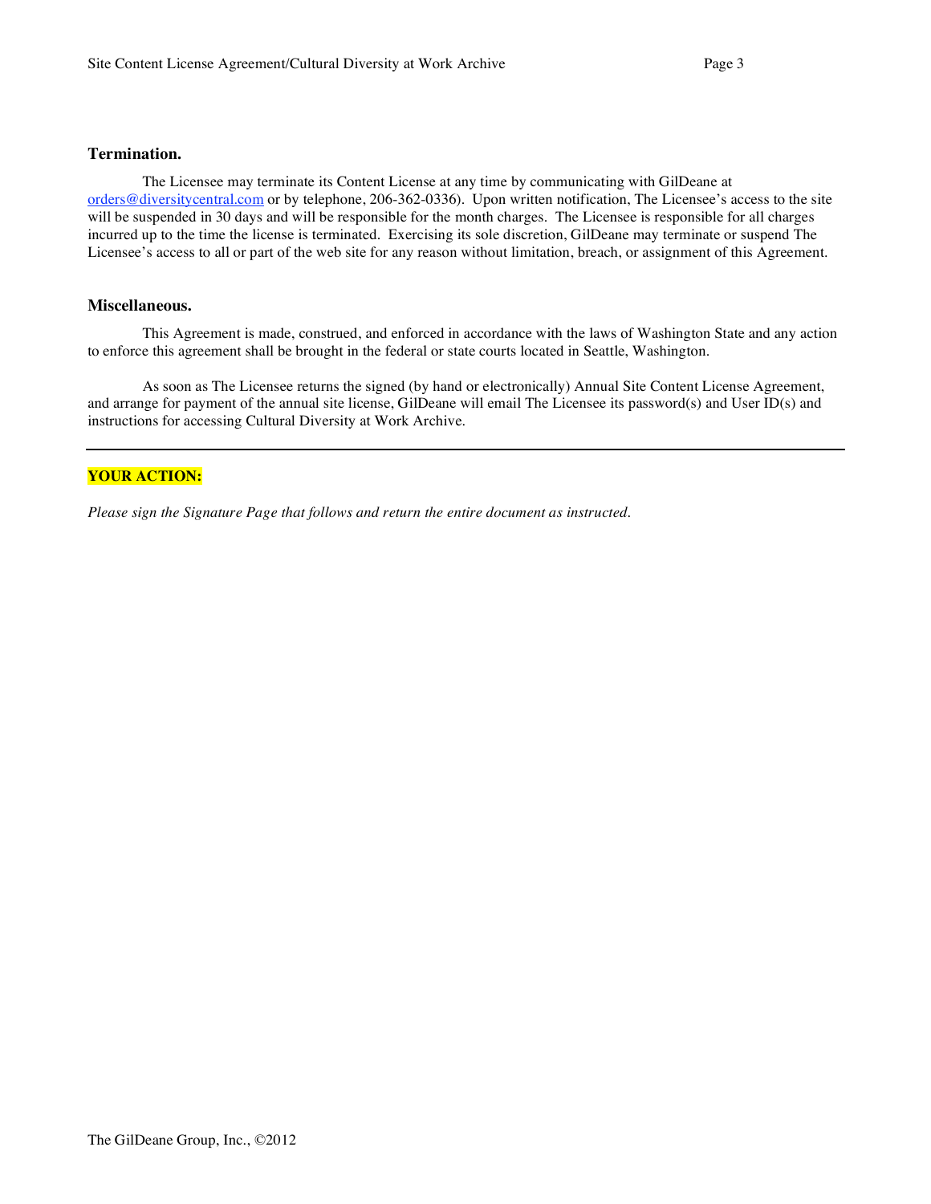## Termination.

The Licensee may terminate its Content License at any time by communicating with GilDeane at orders@diversitycentral.com or by telephone, 206-362-0336). Upon written notification, The Licensee's access to the site will be suspended in 30 days and will be responsible for the month charges. The Licensee is responsible for all charges incurred up to the time the license is terminated. Exercising its sole discretion, GilDeane may terminate or suspend The Licensee's access to all or part of the web site for any reason without limitation, breach, or assignment of this Agreement.

## Miscellaneous.

This Agreement is made, construed, and enforced in accordance with the laws of Washington State and any action to enforce this agreement shall be brought in the federal or state courts located in Seattle, Washington.

As soon as The Licensee returns the signed (by hand or electronically) Annual Site Content License Agreement, and arrange for payment of the annual site license, GilDeane will email The Licensee its password(s) and User ID(s) and instructions for accessing Cultural Diversity at Work Archive.

---

**YOUR ACTION:**

*Please sign the Signature Page that follows and return the entire document as instructed.*

The GilDeane Group, Inc., ©2012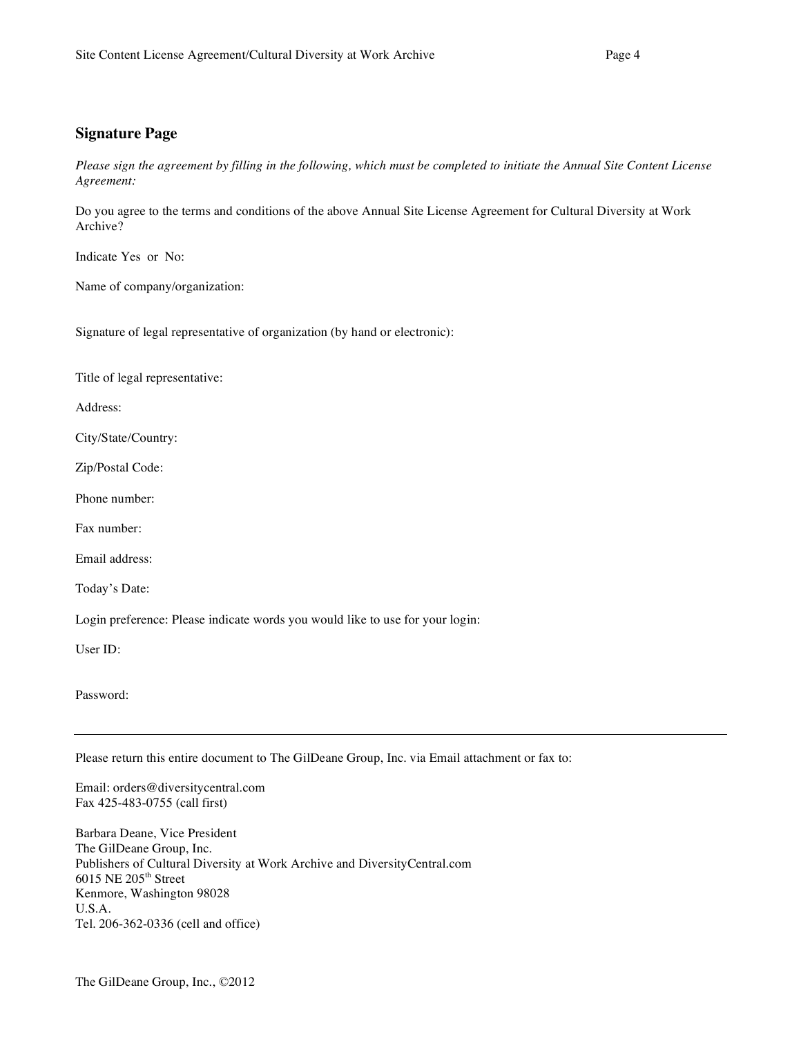## Signature Page

*Please sign the agreement by filling in the following, which must be completed to initiate the Annual Site Content License Agreement:*

Do you agree to the terms and conditions of the above Annual Site License Agreement for Cultural Diversity at Work Archive?

Indicate Yes or No:

Name of company/organization:

Signature of legal representative of organization (by hand or electronic):

Title of legal representative:

Address:

City/State/Country:

Zip/Postal Code:

Phone number:

Fax number:

Email address:

Today's Date:

Login preference: Please indicate words you would like to use for your login:

User ID:

Password:

---

Please return this entire document to The GilDeane Group, Inc. via Email attachment or fax to:

Email: orders@diversitycentral.com
Fax 425-483-0755 (call first)

Barbara Deane, Vice President
The GilDeane Group, Inc.
Publishers of Cultural Diversity at Work Archive and DiversityCentral.com
6015 NE 205th Street
Kenmore, Washington 98028
U.S.A.
Tel. 206-362-0336 (cell and office)

The GilDeane Group, Inc., ©2012